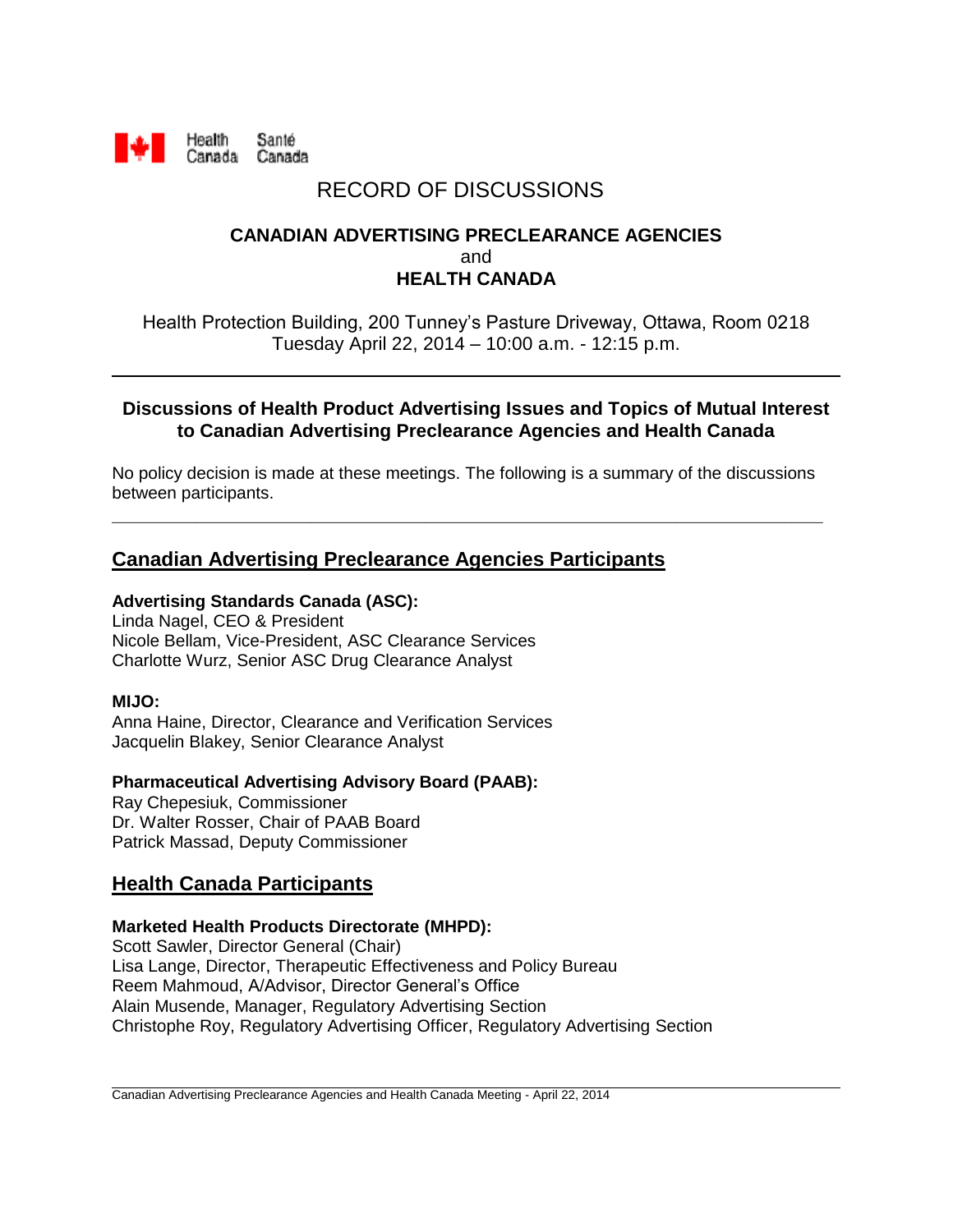Health Canada Santé Canada

# RECORD OF DISCUSSIONS

**CANADIAN ADVERTISING PRECLEARANCE AGENCIES**
and
**HEALTH CANADA**

Health Protection Building, 200 Tunney's Pasture Driveway, Ottawa, Room 0218
Tuesday April 22, 2014 – 10:00 a.m. - 12:15 p.m.

---

### Discussions of Health Product Advertising Issues and Topics of Mutual Interest to Canadian Advertising Preclearance Agencies and Health Canada

No policy decision is made at these meetings. The following is a summary of the discussions between participants.

---

## Canadian Advertising Preclearance Agencies Participants

**Advertising Standards Canada (ASC):**
Linda Nagel, CEO & President
Nicole Bellam, Vice-President, ASC Clearance Services
Charlotte Wurz, Senior ASC Drug Clearance Analyst

**MIJO:**
Anna Haine, Director, Clearance and Verification Services
Jacquelin Blakey, Senior Clearance Analyst

**Pharmaceutical Advertising Advisory Board (PAAB):**
Ray Chepesiuk, Commissioner
Dr. Walter Rosser, Chair of PAAB Board
Patrick Massad, Deputy Commissioner

## Health Canada Participants

**Marketed Health Products Directorate (MHPD):**
Scott Sawler, Director General (Chair)
Lisa Lange, Director, Therapeutic Effectiveness and Policy Bureau
Reem Mahmoud, A/Advisor, Director General's Office
Alain Musende, Manager, Regulatory Advertising Section
Christophe Roy, Regulatory Advertising Officer, Regulatory Advertising Section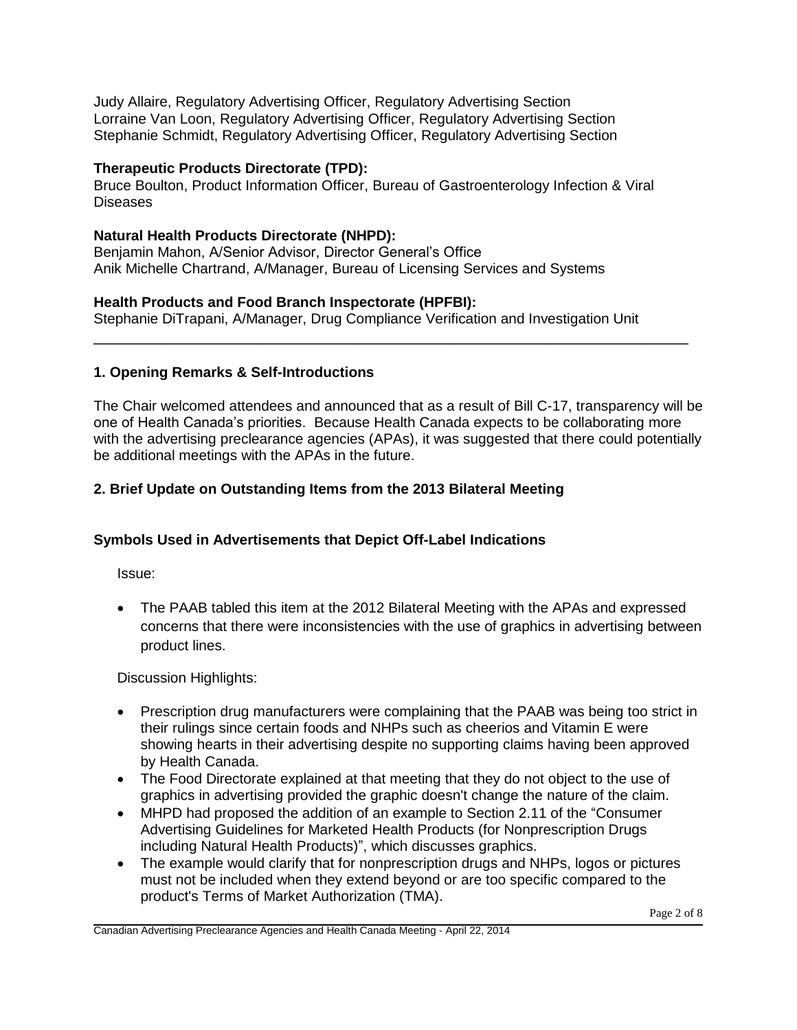Judy Allaire, Regulatory Advertising Officer, Regulatory Advertising Section
Lorraine Van Loon, Regulatory Advertising Officer, Regulatory Advertising Section
Stephanie Schmidt, Regulatory Advertising Officer, Regulatory Advertising Section

**Therapeutic Products Directorate (TPD):**
Bruce Boulton, Product Information Officer, Bureau of Gastroenterology Infection & Viral Diseases

**Natural Health Products Directorate (NHPD):**
Benjamin Mahon, A/Senior Advisor, Director General's Office
Anik Michelle Chartrand, A/Manager, Bureau of Licensing Services and Systems

**Health Products and Food Branch Inspectorate (HPFBI):**
Stephanie DiTrapani, A/Manager, Drug Compliance Verification and Investigation Unit

---

## 1. Opening Remarks & Self-Introductions

The Chair welcomed attendees and announced that as a result of Bill C-17, transparency will be one of Health Canada's priorities. Because Health Canada expects to be collaborating more with the advertising preclearance agencies (APAs), it was suggested that there could potentially be additional meetings with the APAs in the future.

## 2. Brief Update on Outstanding Items from the 2013 Bilateral Meeting

### Symbols Used in Advertisements that Depict Off-Label Indications

Issue:

- The PAAB tabled this item at the 2012 Bilateral Meeting with the APAs and expressed concerns that there were inconsistencies with the use of graphics in advertising between product lines.

Discussion Highlights:

- Prescription drug manufacturers were complaining that the PAAB was being too strict in their rulings since certain foods and NHPs such as cheerios and Vitamin E were showing hearts in their advertising despite no supporting claims having been approved by Health Canada.
- The Food Directorate explained at that meeting that they do not object to the use of graphics in advertising provided the graphic doesn't change the nature of the claim.
- MHPD had proposed the addition of an example to Section 2.11 of the "Consumer Advertising Guidelines for Marketed Health Products (for Nonprescription Drugs including Natural Health Products)", which discusses graphics.
- The example would clarify that for nonprescription drugs and NHPs, logos or pictures must not be included when they extend beyond or are too specific compared to the product's Terms of Market Authorization (TMA).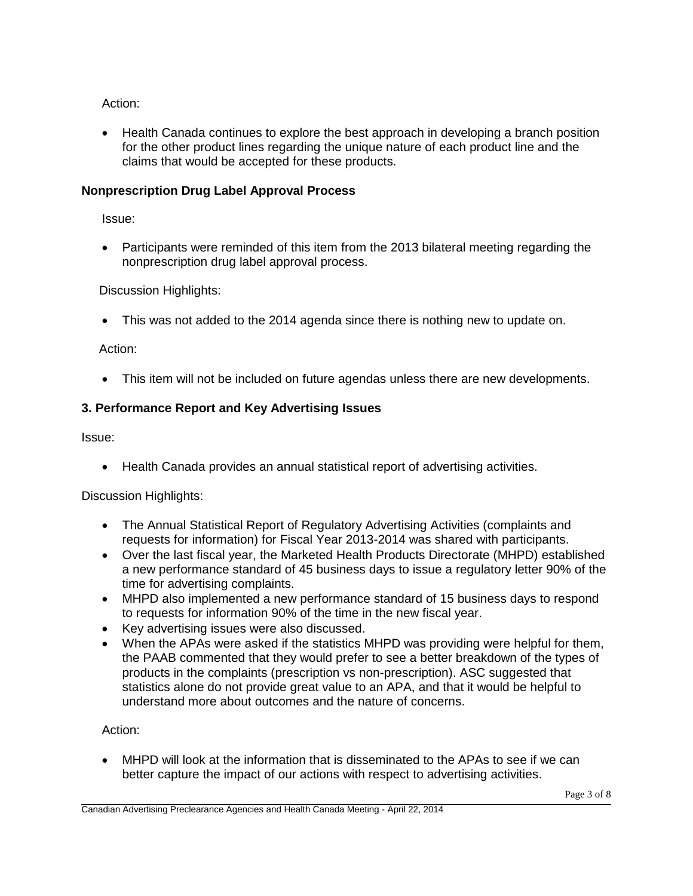Action:

- Health Canada continues to explore the best approach in developing a branch position for the other product lines regarding the unique nature of each product line and the claims that would be accepted for these products.

**Nonprescription Drug Label Approval Process**

Issue:

- Participants were reminded of this item from the 2013 bilateral meeting regarding the nonprescription drug label approval process.

Discussion Highlights:

- This was not added to the 2014 agenda since there is nothing new to update on.

Action:

- This item will not be included on future agendas unless there are new developments.

## 3. Performance Report and Key Advertising Issues

Issue:

- Health Canada provides an annual statistical report of advertising activities.

Discussion Highlights:

- The Annual Statistical Report of Regulatory Advertising Activities (complaints and requests for information) for Fiscal Year 2013-2014 was shared with participants.
- Over the last fiscal year, the Marketed Health Products Directorate (MHPD) established a new performance standard of 45 business days to issue a regulatory letter 90% of the time for advertising complaints.
- MHPD also implemented a new performance standard of 15 business days to respond to requests for information 90% of the time in the new fiscal year.
- Key advertising issues were also discussed.
- When the APAs were asked if the statistics MHPD was providing were helpful for them, the PAAB commented that they would prefer to see a better breakdown of the types of products in the complaints (prescription vs non-prescription). ASC suggested that statistics alone do not provide great value to an APA, and that it would be helpful to understand more about outcomes and the nature of concerns.

Action:

- MHPD will look at the information that is disseminated to the APAs to see if we can better capture the impact of our actions with respect to advertising activities.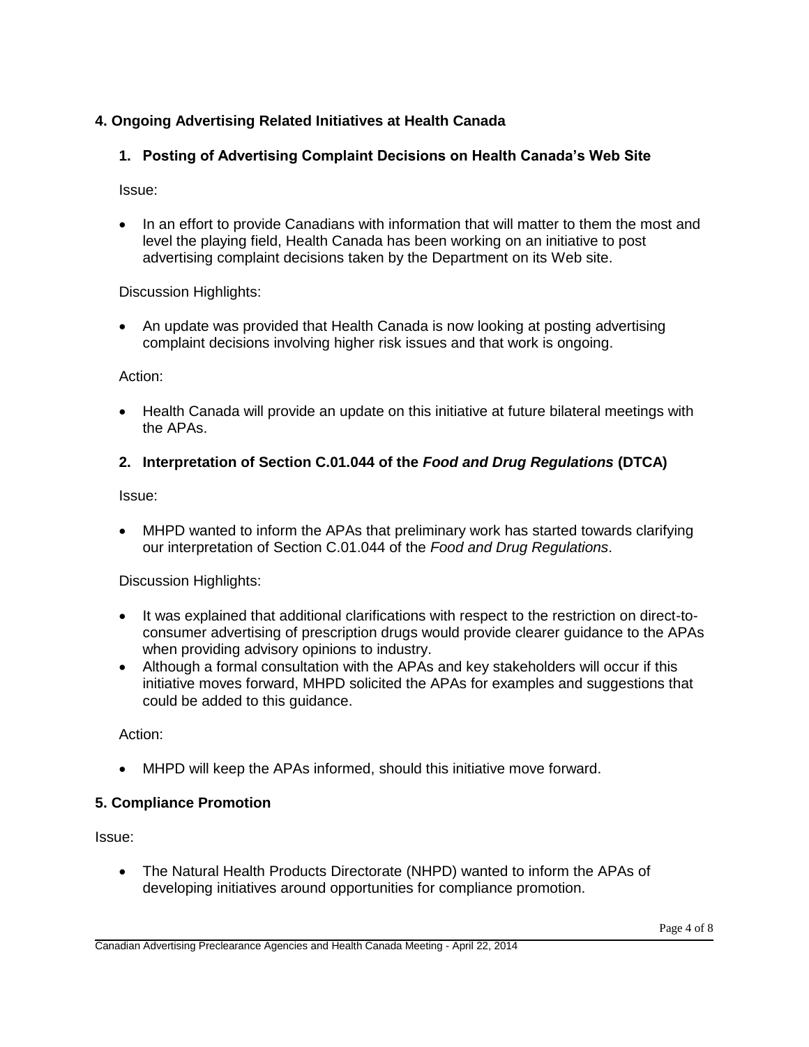## 4. Ongoing Advertising Related Initiatives at Health Canada

### 1. Posting of Advertising Complaint Decisions on Health Canada's Web Site

Issue:

- In an effort to provide Canadians with information that will matter to them the most and level the playing field, Health Canada has been working on an initiative to post advertising complaint decisions taken by the Department on its Web site.

Discussion Highlights:

- An update was provided that Health Canada is now looking at posting advertising complaint decisions involving higher risk issues and that work is ongoing.

Action:

- Health Canada will provide an update on this initiative at future bilateral meetings with the APAs.

### 2. Interpretation of Section C.01.044 of the *Food and Drug Regulations* (DTCA)

Issue:

- MHPD wanted to inform the APAs that preliminary work has started towards clarifying our interpretation of Section C.01.044 of the *Food and Drug Regulations*.

Discussion Highlights:

- It was explained that additional clarifications with respect to the restriction on direct-to-consumer advertising of prescription drugs would provide clearer guidance to the APAs when providing advisory opinions to industry.
- Although a formal consultation with the APAs and key stakeholders will occur if this initiative moves forward, MHPD solicited the APAs for examples and suggestions that could be added to this guidance.

Action:

- MHPD will keep the APAs informed, should this initiative move forward.

## 5. Compliance Promotion

Issue:

- The Natural Health Products Directorate (NHPD) wanted to inform the APAs of developing initiatives around opportunities for compliance promotion.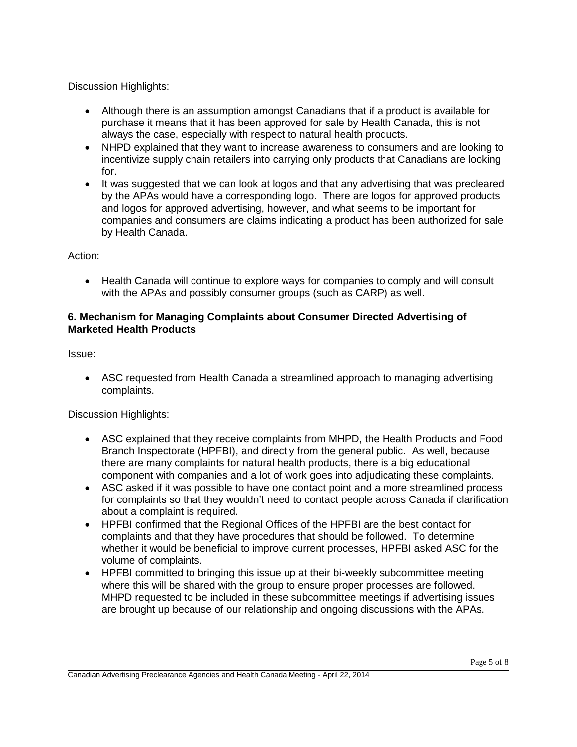Discussion Highlights:

- Although there is an assumption amongst Canadians that if a product is available for purchase it means that it has been approved for sale by Health Canada, this is not always the case, especially with respect to natural health products.
- NHPD explained that they want to increase awareness to consumers and are looking to incentivize supply chain retailers into carrying only products that Canadians are looking for.
- It was suggested that we can look at logos and that any advertising that was precleared by the APAs would have a corresponding logo. There are logos for approved products and logos for approved advertising, however, and what seems to be important for companies and consumers are claims indicating a product has been authorized for sale by Health Canada.

Action:

- Health Canada will continue to explore ways for companies to comply and will consult with the APAs and possibly consumer groups (such as CARP) as well.

**6. Mechanism for Managing Complaints about Consumer Directed Advertising of Marketed Health Products**

Issue:

- ASC requested from Health Canada a streamlined approach to managing advertising complaints.

Discussion Highlights:

- ASC explained that they receive complaints from MHPD, the Health Products and Food Branch Inspectorate (HPFBI), and directly from the general public. As well, because there are many complaints for natural health products, there is a big educational component with companies and a lot of work goes into adjudicating these complaints.
- ASC asked if it was possible to have one contact point and a more streamlined process for complaints so that they wouldn't need to contact people across Canada if clarification about a complaint is required.
- HPFBI confirmed that the Regional Offices of the HPFBI are the best contact for complaints and that they have procedures that should be followed. To determine whether it would be beneficial to improve current processes, HPFBI asked ASC for the volume of complaints.
- HPFBI committed to bringing this issue up at their bi-weekly subcommittee meeting where this will be shared with the group to ensure proper processes are followed. MHPD requested to be included in these subcommittee meetings if advertising issues are brought up because of our relationship and ongoing discussions with the APAs.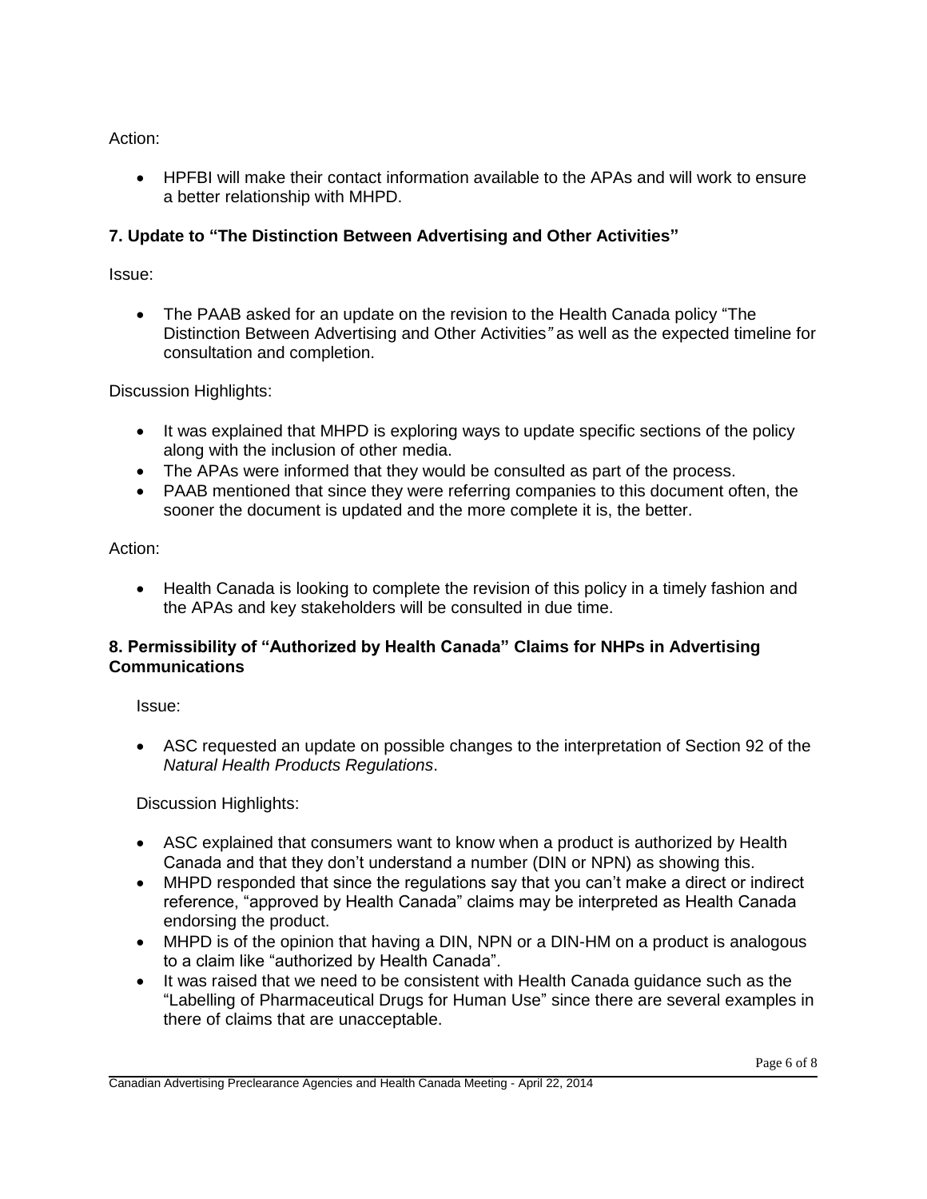Action:

- HPFBI will make their contact information available to the APAs and will work to ensure a better relationship with MHPD.

### 7. Update to "The Distinction Between Advertising and Other Activities"

Issue:

- The PAAB asked for an update on the revision to the Health Canada policy "The Distinction Between Advertising and Other Activities*"* as well as the expected timeline for consultation and completion.

Discussion Highlights:

- It was explained that MHPD is exploring ways to update specific sections of the policy along with the inclusion of other media.
- The APAs were informed that they would be consulted as part of the process.
- PAAB mentioned that since they were referring companies to this document often, the sooner the document is updated and the more complete it is, the better.

Action:

- Health Canada is looking to complete the revision of this policy in a timely fashion and the APAs and key stakeholders will be consulted in due time.

### 8. Permissibility of "Authorized by Health Canada" Claims for NHPs in Advertising Communications

Issue:

- ASC requested an update on possible changes to the interpretation of Section 92 of the *Natural Health Products Regulations*.

Discussion Highlights:

- ASC explained that consumers want to know when a product is authorized by Health Canada and that they don't understand a number (DIN or NPN) as showing this.
- MHPD responded that since the regulations say that you can't make a direct or indirect reference, "approved by Health Canada" claims may be interpreted as Health Canada endorsing the product.
- MHPD is of the opinion that having a DIN, NPN or a DIN-HM on a product is analogous to a claim like "authorized by Health Canada".
- It was raised that we need to be consistent with Health Canada guidance such as the "Labelling of Pharmaceutical Drugs for Human Use" since there are several examples in there of claims that are unacceptable.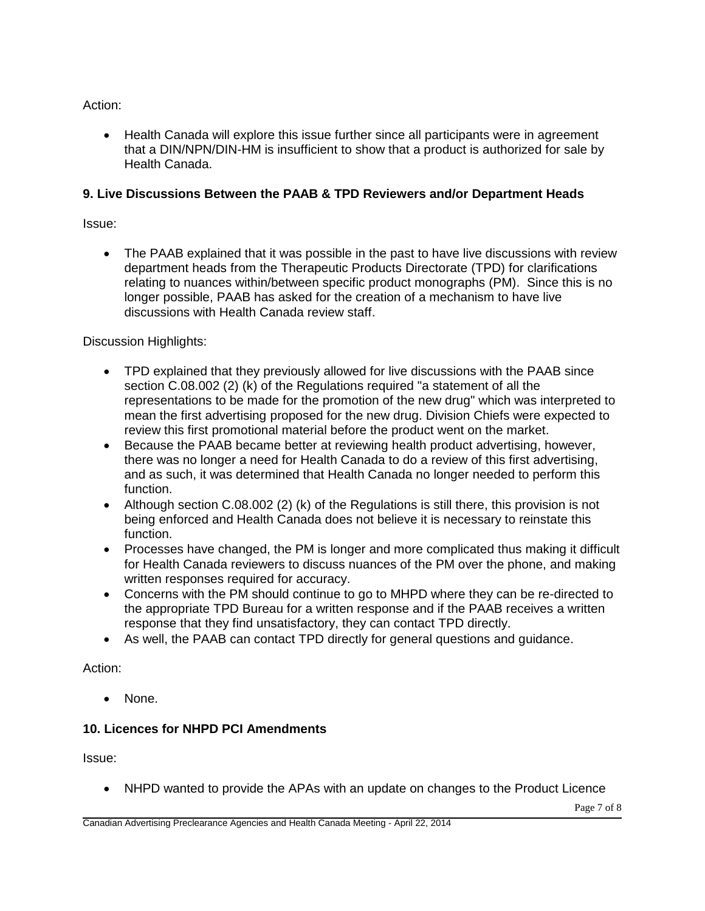Action:

- Health Canada will explore this issue further since all participants were in agreement that a DIN/NPN/DIN-HM is insufficient to show that a product is authorized for sale by Health Canada.

**9. Live Discussions Between the PAAB & TPD Reviewers and/or Department Heads**

Issue:

- The PAAB explained that it was possible in the past to have live discussions with review department heads from the Therapeutic Products Directorate (TPD) for clarifications relating to nuances within/between specific product monographs (PM). Since this is no longer possible, PAAB has asked for the creation of a mechanism to have live discussions with Health Canada review staff.

Discussion Highlights:

- TPD explained that they previously allowed for live discussions with the PAAB since section C.08.002 (2) (k) of the Regulations required "a statement of all the representations to be made for the promotion of the new drug" which was interpreted to mean the first advertising proposed for the new drug. Division Chiefs were expected to review this first promotional material before the product went on the market.
- Because the PAAB became better at reviewing health product advertising, however, there was no longer a need for Health Canada to do a review of this first advertising, and as such, it was determined that Health Canada no longer needed to perform this function.
- Although section C.08.002 (2) (k) of the Regulations is still there, this provision is not being enforced and Health Canada does not believe it is necessary to reinstate this function.
- Processes have changed, the PM is longer and more complicated thus making it difficult for Health Canada reviewers to discuss nuances of the PM over the phone, and making written responses required for accuracy.
- Concerns with the PM should continue to go to MHPD where they can be re-directed to the appropriate TPD Bureau for a written response and if the PAAB receives a written response that they find unsatisfactory, they can contact TPD directly.
- As well, the PAAB can contact TPD directly for general questions and guidance.

Action:

- None.

**10. Licences for NHPD PCI Amendments**

Issue:

- NHPD wanted to provide the APAs with an update on changes to the Product Licence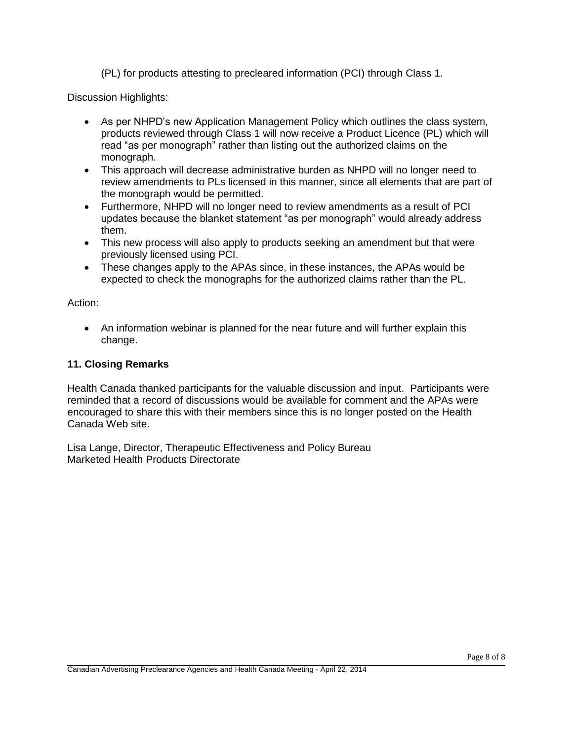(PL) for products attesting to precleared information (PCI) through Class 1.

Discussion Highlights:

- As per NHPD's new Application Management Policy which outlines the class system, products reviewed through Class 1 will now receive a Product Licence (PL) which will read "as per monograph" rather than listing out the authorized claims on the monograph.
- This approach will decrease administrative burden as NHPD will no longer need to review amendments to PLs licensed in this manner, since all elements that are part of the monograph would be permitted.
- Furthermore, NHPD will no longer need to review amendments as a result of PCI updates because the blanket statement "as per monograph" would already address them.
- This new process will also apply to products seeking an amendment but that were previously licensed using PCI.
- These changes apply to the APAs since, in these instances, the APAs would be expected to check the monographs for the authorized claims rather than the PL.

Action:

- An information webinar is planned for the near future and will further explain this change.

**11. Closing Remarks**

Health Canada thanked participants for the valuable discussion and input. Participants were reminded that a record of discussions would be available for comment and the APAs were encouraged to share this with their members since this is no longer posted on the Health Canada Web site.

Lisa Lange, Director, Therapeutic Effectiveness and Policy Bureau
Marketed Health Products Directorate